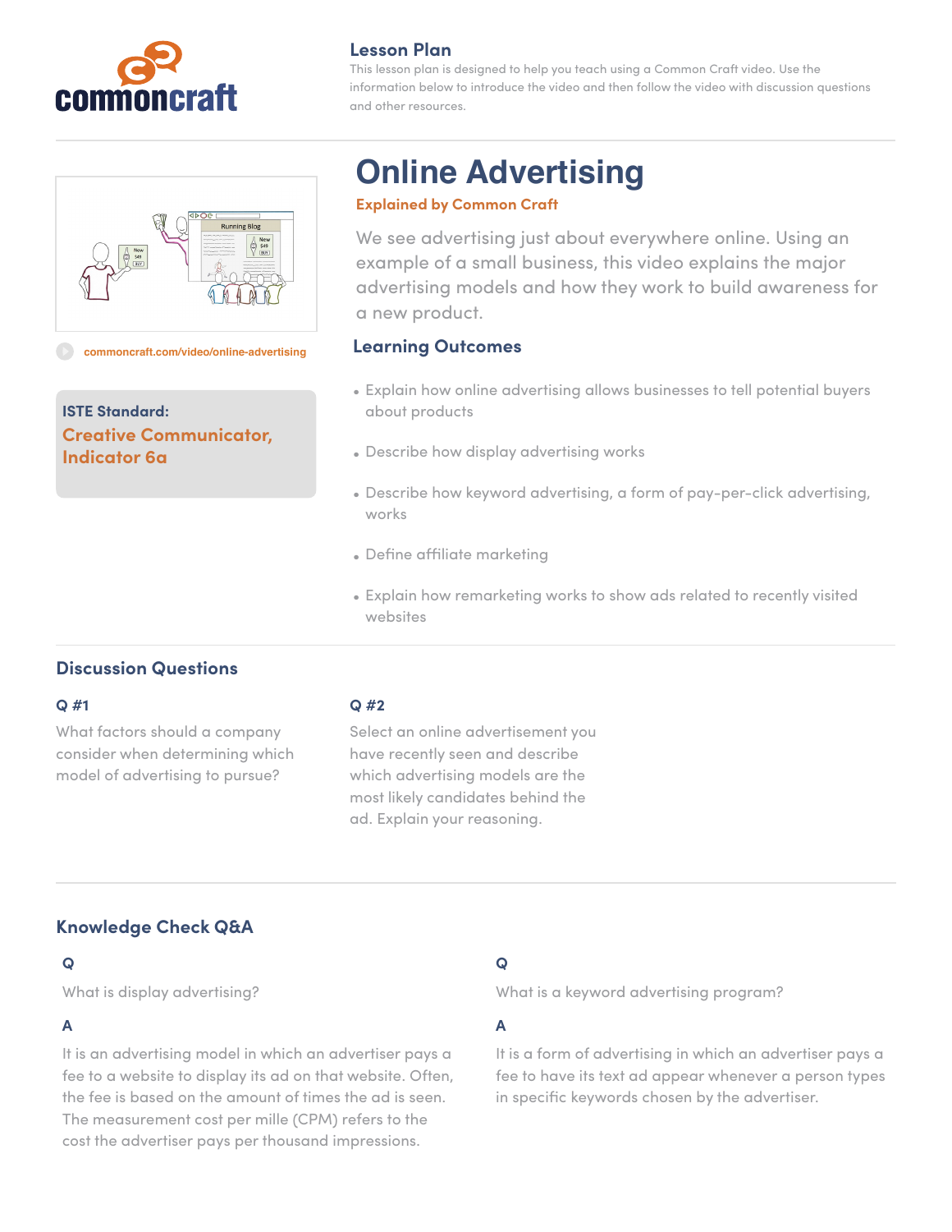commoncraft

## Lesson Plan

This lesson plan is designed to help you teach using a Common Craft video. Use the information below to introduce the video and then follow the video with discussion questions and other resources.

commoncraft.com/video/online-advertising

**ISTE Standard:**
**Creative Communicator, Indicator 6a**

# Online Advertising

**Explained by Common Craft**

We see advertising just about everywhere online. Using an example of a small business, this video explains the major advertising models and how they work to build awareness for a new product.

### Learning Outcomes

- Explain how online advertising allows businesses to tell potential buyers about products
- Describe how display advertising works
- Describe how keyword advertising, a form of pay-per-click advertising, works
- Define affiliate marketing
- Explain how remarketing works to show ads related to recently visited websites

## Discussion Questions

**Q #1**

What factors should a company consider when determining which model of advertising to pursue?

**Q #2**

Select an online advertisement you have recently seen and describe which advertising models are the most likely candidates behind the ad. Explain your reasoning.

## Knowledge Check Q&A

**Q**

What is display advertising?

**A**

It is an advertising model in which an advertiser pays a fee to a website to display its ad on that website. Often, the fee is based on the amount of times the ad is seen. The measurement cost per mille (CPM) refers to the cost the advertiser pays per thousand impressions.

**Q**

What is a keyword advertising program?

**A**

It is a form of advertising in which an advertiser pays a fee to have its text ad appear whenever a person types in specific keywords chosen by the advertiser.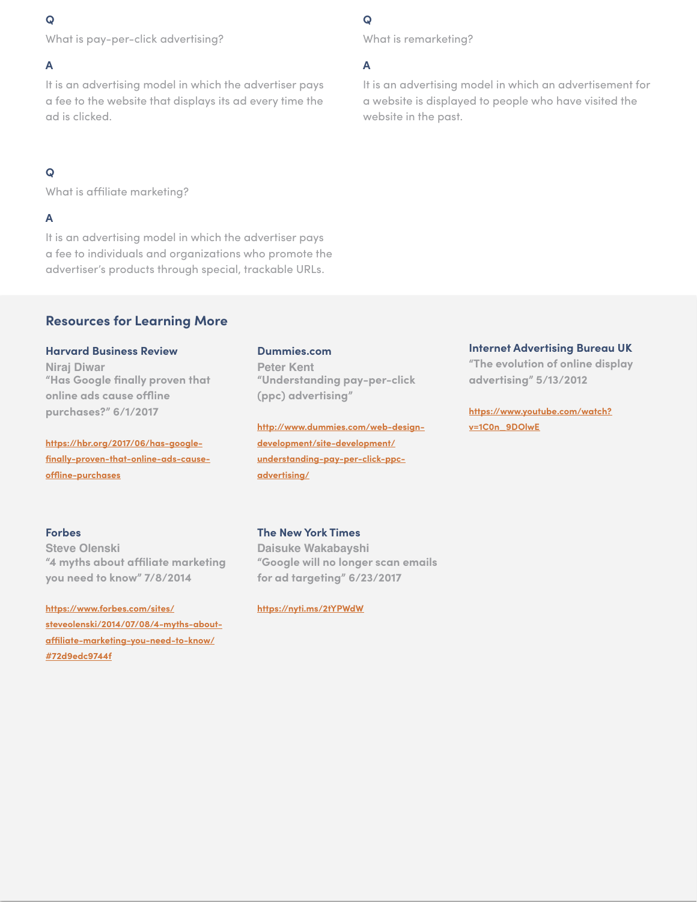**Q**

What is pay-per-click advertising?

**A**

It is an advertising model in which the advertiser pays a fee to the website that displays its ad every time the ad is clicked.

**Q**

What is remarketing?

**A**

It is an advertising model in which an advertisement for a website is displayed to people who have visited the website in the past.

**Q**

What is affiliate marketing?

**A**

It is an advertising model in which the advertiser pays a fee to individuals and organizations who promote the advertiser's products through special, trackable URLs.

## Resources for Learning More

**Harvard Business Review**
Niraj Diwar
"Has Google finally proven that online ads cause offline purchases?" 6/1/2017

https://hbr.org/2017/06/has-google-finally-proven-that-online-ads-cause-offline-purchases

**Dummies.com**
Peter Kent
"Understanding pay-per-click (ppc) advertising"

http://www.dummies.com/web-design-development/site-development/understanding-pay-per-click-ppc-advertising/

**Internet Advertising Bureau UK**
"The evolution of online display advertising" 5/13/2012

https://www.youtube.com/watch?v=1C0n_9DOlwE

**Forbes**
Steve Olenski
"4 myths about affiliate marketing you need to know" 7/8/2014

https://www.forbes.com/sites/steveolenski/2014/07/08/4-myths-about-affiliate-marketing-you-need-to-know/#72d9edc9744f

**The New York Times**
Daisuke Wakabayshi
"Google will no longer scan emails for ad targeting" 6/23/2017

https://nyti.ms/2tYPWdW